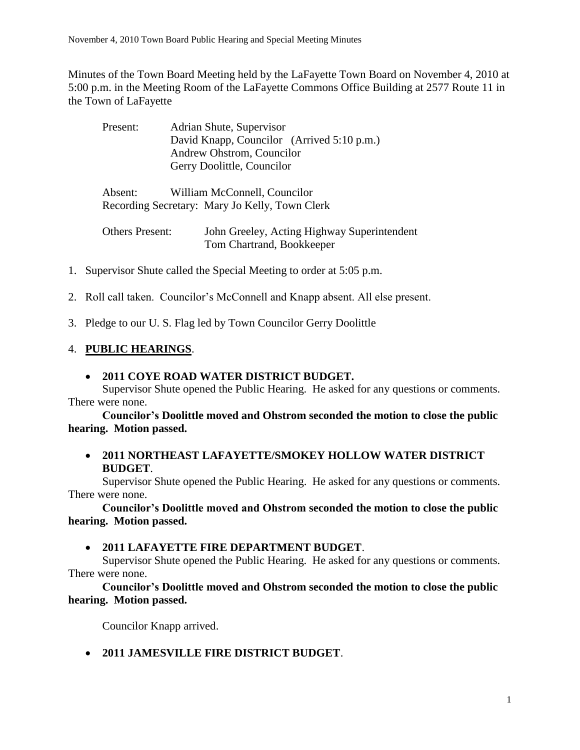Minutes of the Town Board Meeting held by the LaFayette Town Board on November 4, 2010 at 5:00 p.m. in the Meeting Room of the LaFayette Commons Office Building at 2577 Route 11 in the Town of LaFayette

Present: Adrian Shute, Supervisor
David Knapp, Councilor (Arrived 5:10 p.m.)
Andrew Ohstrom, Councilor
Gerry Doolittle, Councilor

Absent: William McConnell, Councilor
Recording Secretary: Mary Jo Kelly, Town Clerk

Others Present: John Greeley, Acting Highway Superintendent
Tom Chartrand, Bookkeeper

1. Supervisor Shute called the Special Meeting to order at 5:05 p.m.

2. Roll call taken. Councilor's McConnell and Knapp absent. All else present.

3. Pledge to our U. S. Flag led by Town Councilor Gerry Doolittle

4. **PUBLIC HEARINGS**.

- **2011 COYE ROAD WATER DISTRICT BUDGET.**

Supervisor Shute opened the Public Hearing. He asked for any questions or comments. There were none.

**Councilor's Doolittle moved and Ohstrom seconded the motion to close the public hearing. Motion passed.**

- **2011 NORTHEAST LAFAYETTE/SMOKEY HOLLOW WATER DISTRICT BUDGET**.

Supervisor Shute opened the Public Hearing. He asked for any questions or comments. There were none.

**Councilor's Doolittle moved and Ohstrom seconded the motion to close the public hearing. Motion passed.**

- **2011 LAFAYETTE FIRE DEPARTMENT BUDGET**.

Supervisor Shute opened the Public Hearing. He asked for any questions or comments. There were none.

**Councilor's Doolittle moved and Ohstrom seconded the motion to close the public hearing. Motion passed.**

Councilor Knapp arrived.

- **2011 JAMESVILLE FIRE DISTRICT BUDGET**.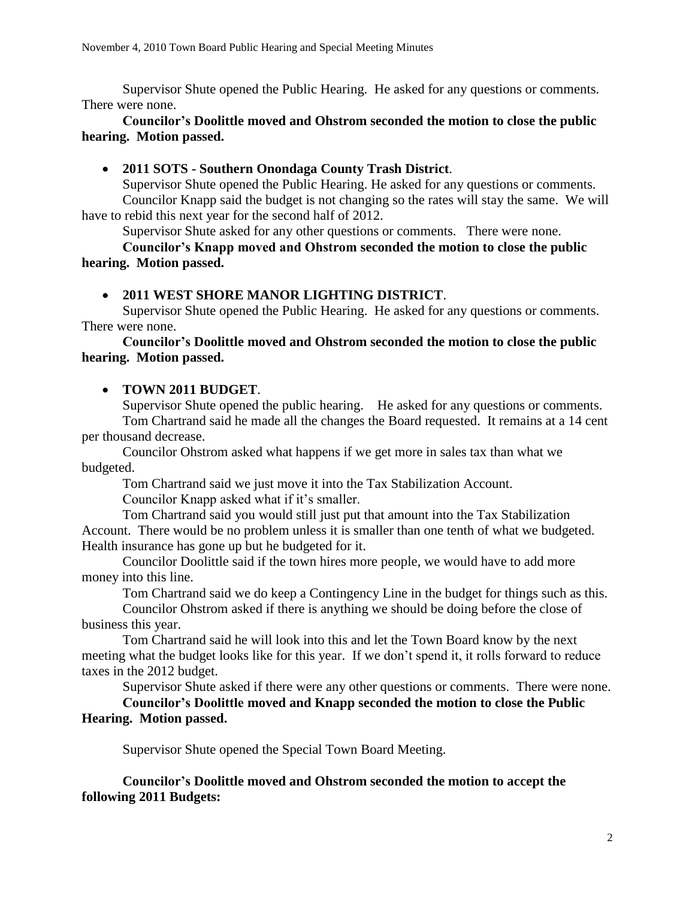Supervisor Shute opened the Public Hearing. He asked for any questions or comments. There were none.

**Councilor's Doolittle moved and Ohstrom seconded the motion to close the public hearing. Motion passed.**

- **2011 SOTS - Southern Onondaga County Trash District**.

Supervisor Shute opened the Public Hearing. He asked for any questions or comments.

Councilor Knapp said the budget is not changing so the rates will stay the same. We will have to rebid this next year for the second half of 2012.

Supervisor Shute asked for any other questions or comments. There were none.

**Councilor's Knapp moved and Ohstrom seconded the motion to close the public hearing. Motion passed.**

- **2011 WEST SHORE MANOR LIGHTING DISTRICT**.

Supervisor Shute opened the Public Hearing. He asked for any questions or comments. There were none.

**Councilor's Doolittle moved and Ohstrom seconded the motion to close the public hearing. Motion passed.**

- **TOWN 2011 BUDGET**.

Supervisor Shute opened the public hearing. He asked for any questions or comments.

Tom Chartrand said he made all the changes the Board requested. It remains at a 14 cent per thousand decrease.

Councilor Ohstrom asked what happens if we get more in sales tax than what we budgeted.

Tom Chartrand said we just move it into the Tax Stabilization Account.

Councilor Knapp asked what if it's smaller.

Tom Chartrand said you would still just put that amount into the Tax Stabilization Account. There would be no problem unless it is smaller than one tenth of what we budgeted. Health insurance has gone up but he budgeted for it.

Councilor Doolittle said if the town hires more people, we would have to add more money into this line.

Tom Chartrand said we do keep a Contingency Line in the budget for things such as this.

Councilor Ohstrom asked if there is anything we should be doing before the close of business this year.

Tom Chartrand said he will look into this and let the Town Board know by the next meeting what the budget looks like for this year. If we don't spend it, it rolls forward to reduce taxes in the 2012 budget.

Supervisor Shute asked if there were any other questions or comments. There were none.

**Councilor's Doolittle moved and Knapp seconded the motion to close the Public Hearing. Motion passed.**

Supervisor Shute opened the Special Town Board Meeting.

**Councilor's Doolittle moved and Ohstrom seconded the motion to accept the following 2011 Budgets:**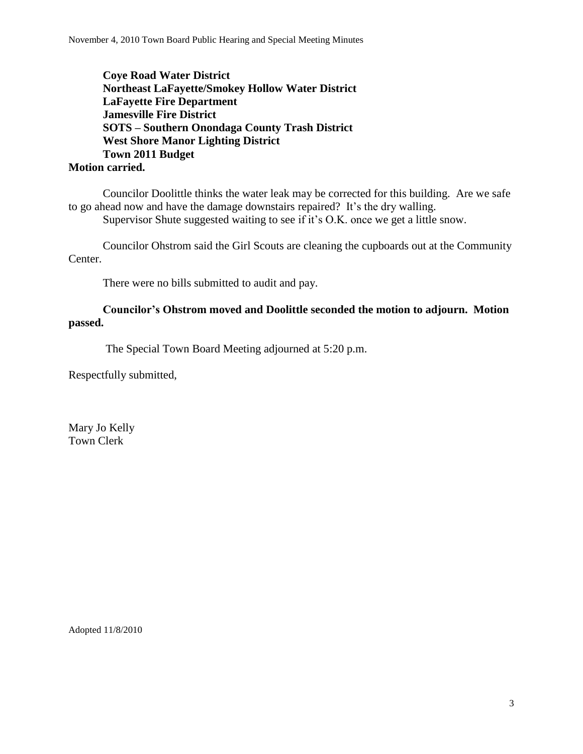**Coye Road Water District**
**Northeast LaFayette/Smokey Hollow Water District**
**LaFayette Fire Department**
**Jamesville Fire District**
**SOTS – Southern Onondaga County Trash District**
**West Shore Manor Lighting District**
**Town 2011 Budget**

**Motion carried.**

Councilor Doolittle thinks the water leak may be corrected for this building. Are we safe to go ahead now and have the damage downstairs repaired? It's the dry walling.

Supervisor Shute suggested waiting to see if it's O.K. once we get a little snow.

Councilor Ohstrom said the Girl Scouts are cleaning the cupboards out at the Community Center.

There were no bills submitted to audit and pay.

**Councilor's Ohstrom moved and Doolittle seconded the motion to adjourn. Motion passed.**

The Special Town Board Meeting adjourned at 5:20 p.m.

Respectfully submitted,

Mary Jo Kelly
Town Clerk

Adopted 11/8/2010